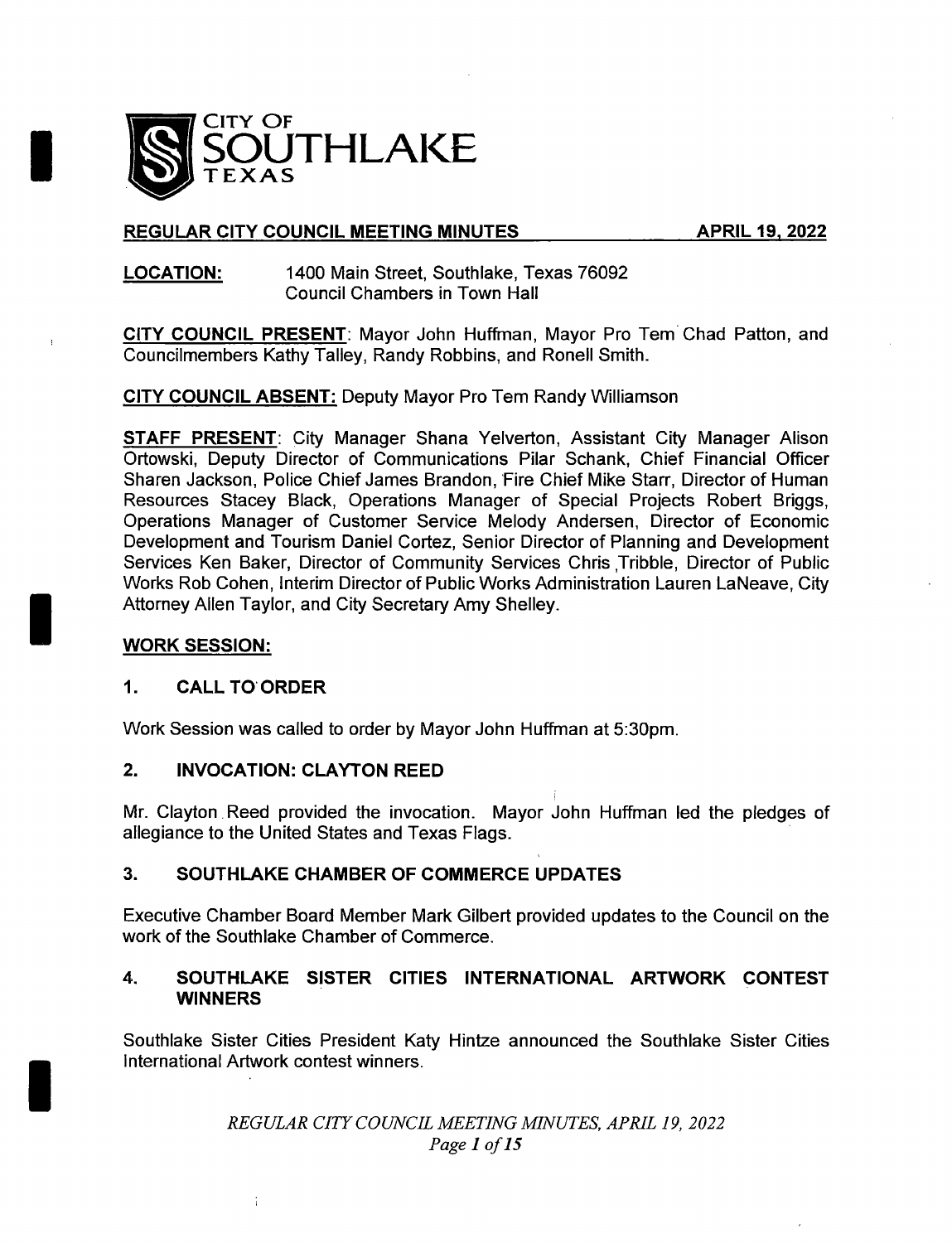# CITY OF SOUTHLAKE TEXAS

**REGULAR CITY COUNCIL MEETING MINUTES** **APRIL 19, 2022**

**LOCATION:** 1400 Main Street, Southlake, Texas 76092
Council Chambers in Town Hall

**CITY COUNCIL PRESENT**: Mayor John Huffman, Mayor Pro Tem Chad Patton, and Councilmembers Kathy Talley, Randy Robbins, and Ronell Smith.

**CITY COUNCIL ABSENT:** Deputy Mayor Pro Tem Randy Williamson

**STAFF PRESENT**: City Manager Shana Yelverton, Assistant City Manager Alison Ortowski, Deputy Director of Communications Pilar Schank, Chief Financial Officer Sharen Jackson, Police Chief James Brandon, Fire Chief Mike Starr, Director of Human Resources Stacey Black, Operations Manager of Special Projects Robert Briggs, Operations Manager of Customer Service Melody Andersen, Director of Economic Development and Tourism Daniel Cortez, Senior Director of Planning and Development Services Ken Baker, Director of Community Services Chris Tribble, Director of Public Works Rob Cohen, Interim Director of Public Works Administration Lauren LaNeave, City Attorney Allen Taylor, and City Secretary Amy Shelley.

## WORK SESSION:

### 1. CALL TO ORDER

Work Session was called to order by Mayor John Huffman at 5:30pm.

### 2. INVOCATION: CLAYTON REED

Mr. Clayton Reed provided the invocation. Mayor John Huffman led the pledges of allegiance to the United States and Texas Flags.

### 3. SOUTHLAKE CHAMBER OF COMMERCE UPDATES

Executive Chamber Board Member Mark Gilbert provided updates to the Council on the work of the Southlake Chamber of Commerce.

### 4. SOUTHLAKE SISTER CITIES INTERNATIONAL ARTWORK CONTEST WINNERS

Southlake Sister Cities President Katy Hintze announced the Southlake Sister Cities International Artwork contest winners.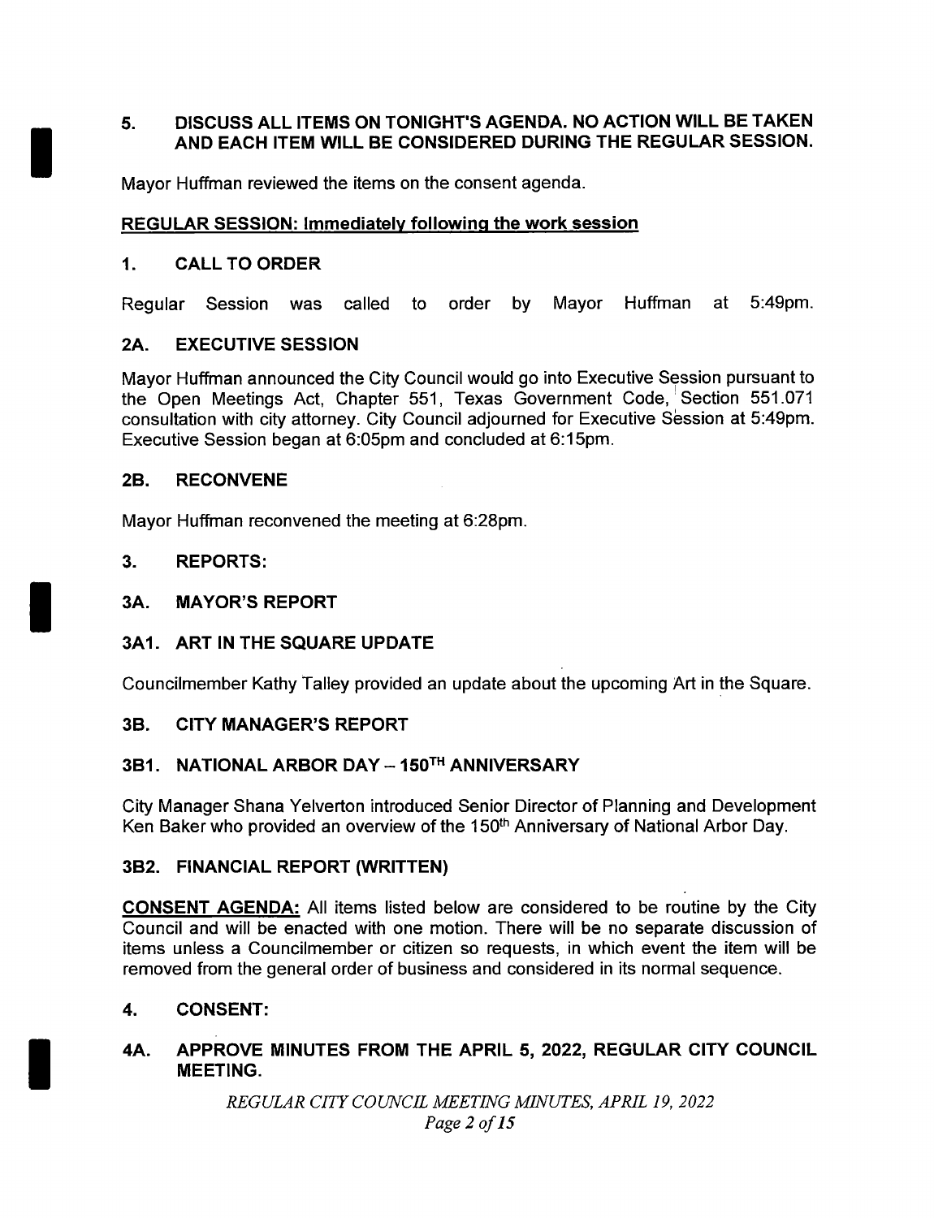## 5. DISCUSS ALL ITEMS ON TONIGHT'S AGENDA. NO ACTION WILL BE TAKEN AND EACH ITEM WILL BE CONSIDERED DURING THE REGULAR SESSION.

Mayor Huffman reviewed the items on the consent agenda.

**REGULAR SESSION: Immediately following the work session**

## 1. CALL TO ORDER

Regular Session was called to order by Mayor Huffman at 5:49pm.

## 2A. EXECUTIVE SESSION

Mayor Huffman announced the City Council would go into Executive Session pursuant to the Open Meetings Act, Chapter 551, Texas Government Code, Section 551.071 consultation with city attorney. City Council adjourned for Executive Session at 5:49pm. Executive Session began at 6:05pm and concluded at 6:15pm.

## 2B. RECONVENE

Mayor Huffman reconvened the meeting at 6:28pm.

## 3. REPORTS:

## 3A. MAYOR'S REPORT

## 3A1. ART IN THE SQUARE UPDATE

Councilmember Kathy Talley provided an update about the upcoming Art in the Square.

## 3B. CITY MANAGER'S REPORT

## 3B1. NATIONAL ARBOR DAY – 150TH ANNIVERSARY

City Manager Shana Yelverton introduced Senior Director of Planning and Development Ken Baker who provided an overview of the 150th Anniversary of National Arbor Day.

## 3B2. FINANCIAL REPORT (WRITTEN)

**CONSENT AGENDA:** All items listed below are considered to be routine by the City Council and will be enacted with one motion. There will be no separate discussion of items unless a Councilmember or citizen so requests, in which event the item will be removed from the general order of business and considered in its normal sequence.

## 4. CONSENT:

## 4A. APPROVE MINUTES FROM THE APRIL 5, 2022, REGULAR CITY COUNCIL MEETING.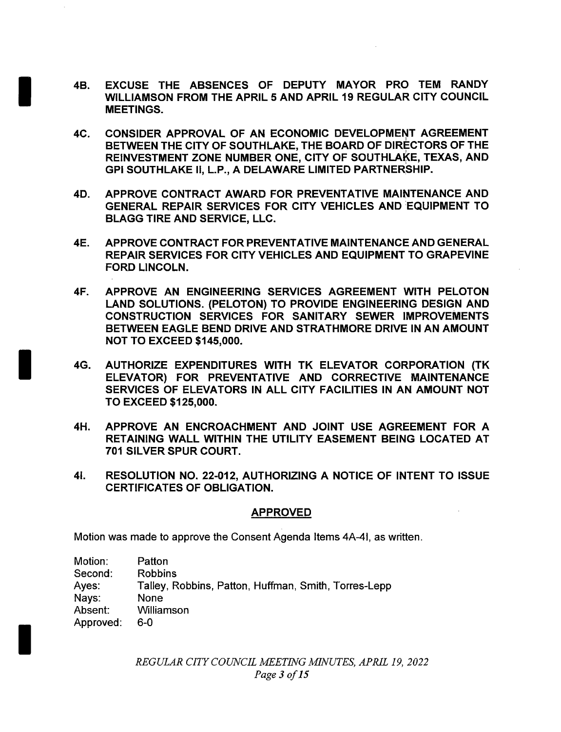**4B. EXCUSE THE ABSENCES OF DEPUTY MAYOR PRO TEM RANDY WILLIAMSON FROM THE APRIL 5 AND APRIL 19 REGULAR CITY COUNCIL MEETINGS.**

**4C. CONSIDER APPROVAL OF AN ECONOMIC DEVELOPMENT AGREEMENT BETWEEN THE CITY OF SOUTHLAKE, THE BOARD OF DIRECTORS OF THE REINVESTMENT ZONE NUMBER ONE, CITY OF SOUTHLAKE, TEXAS, AND GPI SOUTHLAKE II, L.P., A DELAWARE LIMITED PARTNERSHIP.**

**4D. APPROVE CONTRACT AWARD FOR PREVENTATIVE MAINTENANCE AND GENERAL REPAIR SERVICES FOR CITY VEHICLES AND EQUIPMENT TO BLAGG TIRE AND SERVICE, LLC.**

**4E. APPROVE CONTRACT FOR PREVENTATIVE MAINTENANCE AND GENERAL REPAIR SERVICES FOR CITY VEHICLES AND EQUIPMENT TO GRAPEVINE FORD LINCOLN.**

**4F. APPROVE AN ENGINEERING SERVICES AGREEMENT WITH PELOTON LAND SOLUTIONS. (PELOTON) TO PROVIDE ENGINEERING DESIGN AND CONSTRUCTION SERVICES FOR SANITARY SEWER IMPROVEMENTS BETWEEN EAGLE BEND DRIVE AND STRATHMORE DRIVE IN AN AMOUNT NOT TO EXCEED $145,000.**

**4G. AUTHORIZE EXPENDITURES WITH TK ELEVATOR CORPORATION (TK ELEVATOR) FOR PREVENTATIVE AND CORRECTIVE MAINTENANCE SERVICES OF ELEVATORS IN ALL CITY FACILITIES IN AN AMOUNT NOT TO EXCEED $125,000.**

**4H. APPROVE AN ENCROACHMENT AND JOINT USE AGREEMENT FOR A RETAINING WALL WITHIN THE UTILITY EASEMENT BEING LOCATED AT 701 SILVER SPUR COURT.**

**4I. RESOLUTION NO. 22-012, AUTHORIZING A NOTICE OF INTENT TO ISSUE CERTIFICATES OF OBLIGATION.**

**APPROVED**

Motion was made to approve the Consent Agenda Items 4A-4I, as written.

Motion: Patton
Second: Robbins
Ayes: Talley, Robbins, Patton, Huffman, Smith, Torres-Lepp
Nays: None
Absent: Williamson
Approved: 6-0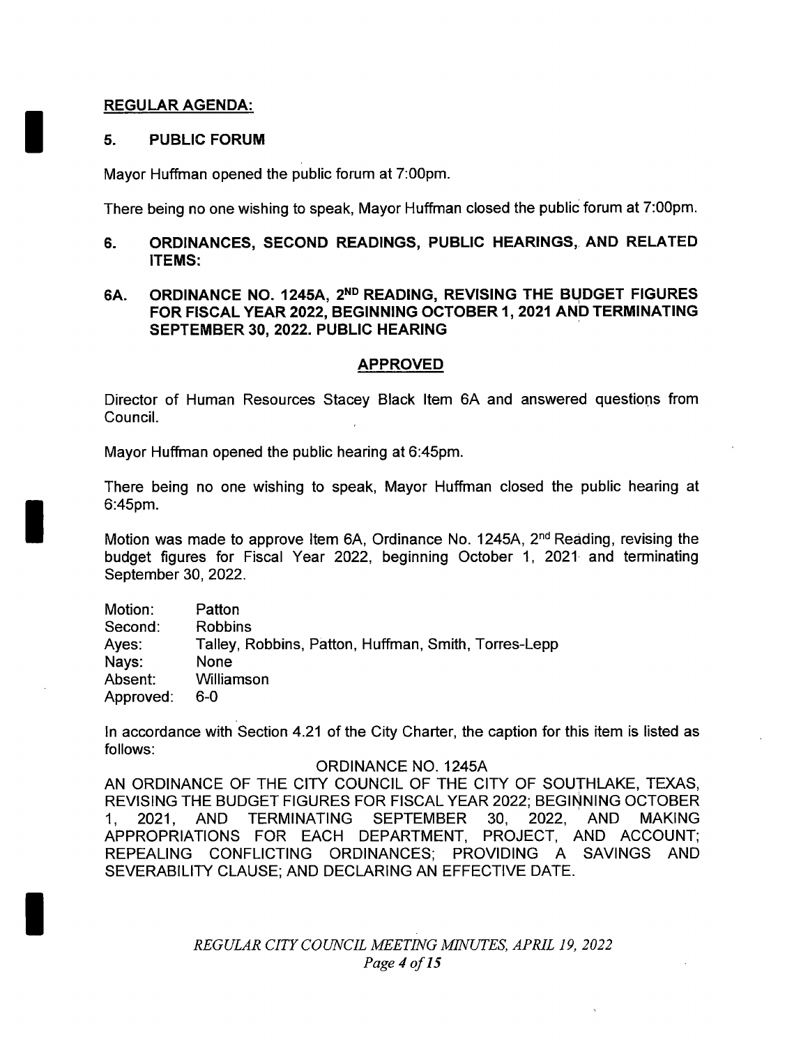**REGULAR AGENDA:**

**5. PUBLIC FORUM**

Mayor Huffman opened the public forum at 7:00pm.

There being no one wishing to speak, Mayor Huffman closed the public forum at 7:00pm.

**6. ORDINANCES, SECOND READINGS, PUBLIC HEARINGS, AND RELATED ITEMS:**

**6A. ORDINANCE NO. 1245A, 2ND READING, REVISING THE BUDGET FIGURES FOR FISCAL YEAR 2022, BEGINNING OCTOBER 1, 2021 AND TERMINATING SEPTEMBER 30, 2022. PUBLIC HEARING**

**APPROVED**

Director of Human Resources Stacey Black Item 6A and answered questions from Council.

Mayor Huffman opened the public hearing at 6:45pm.

There being no one wishing to speak, Mayor Huffman closed the public hearing at 6:45pm.

Motion was made to approve Item 6A, Ordinance No. 1245A, 2nd Reading, revising the budget figures for Fiscal Year 2022, beginning October 1, 2021 and terminating September 30, 2022.

| | |
|---|---|
| Motion: | Patton |
| Second: | Robbins |
| Ayes: | Talley, Robbins, Patton, Huffman, Smith, Torres-Lepp |
| Nays: | None |
| Absent: | Williamson |
| Approved: | 6-0 |

In accordance with Section 4.21 of the City Charter, the caption for this item is listed as follows:

ORDINANCE NO. 1245A

AN ORDINANCE OF THE CITY COUNCIL OF THE CITY OF SOUTHLAKE, TEXAS, REVISING THE BUDGET FIGURES FOR FISCAL YEAR 2022; BEGINNING OCTOBER 1, 2021, AND TERMINATING SEPTEMBER 30, 2022, AND MAKING APPROPRIATIONS FOR EACH DEPARTMENT, PROJECT, AND ACCOUNT; REPEALING CONFLICTING ORDINANCES; PROVIDING A SAVINGS AND SEVERABILITY CLAUSE; AND DECLARING AN EFFECTIVE DATE.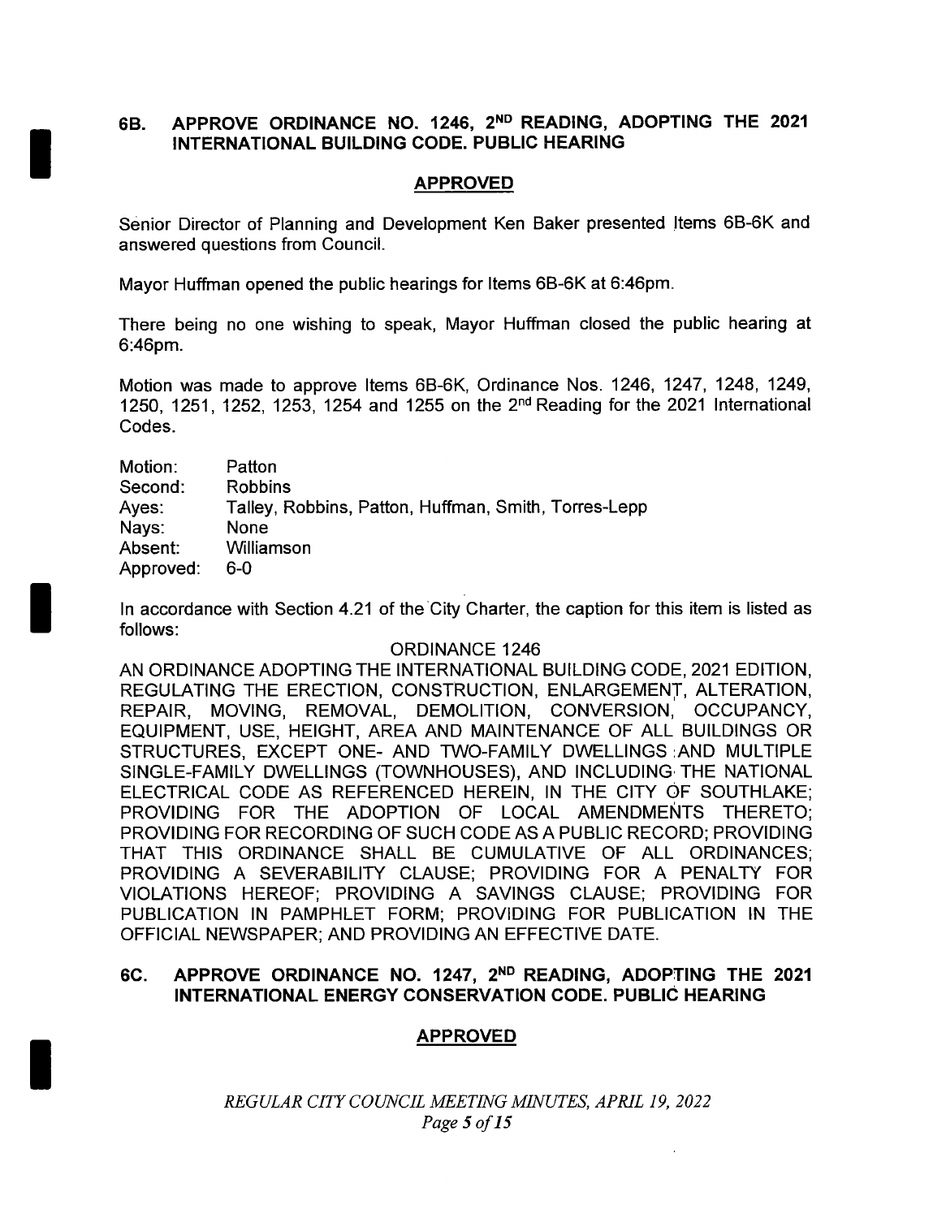## 6B. APPROVE ORDINANCE NO. 1246, 2ND READING, ADOPTING THE 2021 INTERNATIONAL BUILDING CODE. PUBLIC HEARING

**APPROVED**

Senior Director of Planning and Development Ken Baker presented Items 6B-6K and answered questions from Council.

Mayor Huffman opened the public hearings for Items 6B-6K at 6:46pm.

There being no one wishing to speak, Mayor Huffman closed the public hearing at 6:46pm.

Motion was made to approve Items 6B-6K, Ordinance Nos. 1246, 1247, 1248, 1249, 1250, 1251, 1252, 1253, 1254 and 1255 on the 2nd Reading for the 2021 International Codes.

| | |
|---|---|
| Motion: | Patton |
| Second: | Robbins |
| Ayes: | Talley, Robbins, Patton, Huffman, Smith, Torres-Lepp |
| Nays: | None |
| Absent: | Williamson |
| Approved: | 6-0 |

In accordance with Section 4.21 of the City Charter, the caption for this item is listed as follows:

ORDINANCE 1246

AN ORDINANCE ADOPTING THE INTERNATIONAL BUILDING CODE, 2021 EDITION, REGULATING THE ERECTION, CONSTRUCTION, ENLARGEMENT, ALTERATION, REPAIR, MOVING, REMOVAL, DEMOLITION, CONVERSION, OCCUPANCY, EQUIPMENT, USE, HEIGHT, AREA AND MAINTENANCE OF ALL BUILDINGS OR STRUCTURES, EXCEPT ONE- AND TWO-FAMILY DWELLINGS AND MULTIPLE SINGLE-FAMILY DWELLINGS (TOWNHOUSES), AND INCLUDING THE NATIONAL ELECTRICAL CODE AS REFERENCED HEREIN, IN THE CITY OF SOUTHLAKE; PROVIDING FOR THE ADOPTION OF LOCAL AMENDMENTS THERETO; PROVIDING FOR RECORDING OF SUCH CODE AS A PUBLIC RECORD; PROVIDING THAT THIS ORDINANCE SHALL BE CUMULATIVE OF ALL ORDINANCES; PROVIDING A SEVERABILITY CLAUSE; PROVIDING FOR A PENALTY FOR VIOLATIONS HEREOF; PROVIDING A SAVINGS CLAUSE; PROVIDING FOR PUBLICATION IN PAMPHLET FORM; PROVIDING FOR PUBLICATION IN THE OFFICIAL NEWSPAPER; AND PROVIDING AN EFFECTIVE DATE.

## 6C. APPROVE ORDINANCE NO. 1247, 2ND READING, ADOPTING THE 2021 INTERNATIONAL ENERGY CONSERVATION CODE. PUBLIC HEARING

**APPROVED**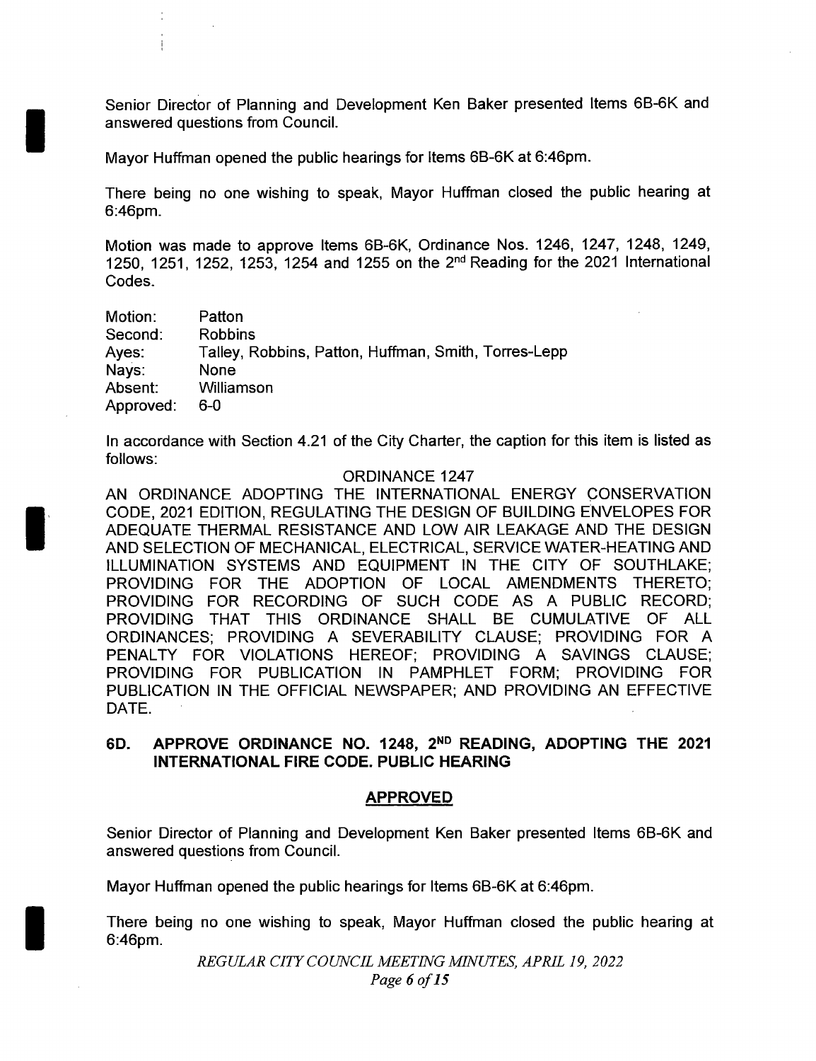Senior Director of Planning and Development Ken Baker presented Items 6B-6K and answered questions from Council.

Mayor Huffman opened the public hearings for Items 6B-6K at 6:46pm.

There being no one wishing to speak, Mayor Huffman closed the public hearing at 6:46pm.

Motion was made to approve Items 6B-6K, Ordinance Nos. 1246, 1247, 1248, 1249, 1250, 1251, 1252, 1253, 1254 and 1255 on the 2nd Reading for the 2021 International Codes.

| | |
|---|---|
| Motion: | Patton |
| Second: | Robbins |
| Ayes: | Talley, Robbins, Patton, Huffman, Smith, Torres-Lepp |
| Nays: | None |
| Absent: | Williamson |
| Approved: | 6-0 |

In accordance with Section 4.21 of the City Charter, the caption for this item is listed as follows:

ORDINANCE 1247

AN ORDINANCE ADOPTING THE INTERNATIONAL ENERGY CONSERVATION CODE, 2021 EDITION, REGULATING THE DESIGN OF BUILDING ENVELOPES FOR ADEQUATE THERMAL RESISTANCE AND LOW AIR LEAKAGE AND THE DESIGN AND SELECTION OF MECHANICAL, ELECTRICAL, SERVICE WATER-HEATING AND ILLUMINATION SYSTEMS AND EQUIPMENT IN THE CITY OF SOUTHLAKE; PROVIDING FOR THE ADOPTION OF LOCAL AMENDMENTS THERETO; PROVIDING FOR RECORDING OF SUCH CODE AS A PUBLIC RECORD; PROVIDING THAT THIS ORDINANCE SHALL BE CUMULATIVE OF ALL ORDINANCES; PROVIDING A SEVERABILITY CLAUSE; PROVIDING FOR A PENALTY FOR VIOLATIONS HEREOF; PROVIDING A SAVINGS CLAUSE; PROVIDING FOR PUBLICATION IN PAMPHLET FORM; PROVIDING FOR PUBLICATION IN THE OFFICIAL NEWSPAPER; AND PROVIDING AN EFFECTIVE DATE.

## 6D. APPROVE ORDINANCE NO. 1248, 2ND READING, ADOPTING THE 2021 INTERNATIONAL FIRE CODE. PUBLIC HEARING

**APPROVED**

Senior Director of Planning and Development Ken Baker presented Items 6B-6K and answered questions from Council.

Mayor Huffman opened the public hearings for Items 6B-6K at 6:46pm.

There being no one wishing to speak, Mayor Huffman closed the public hearing at 6:46pm.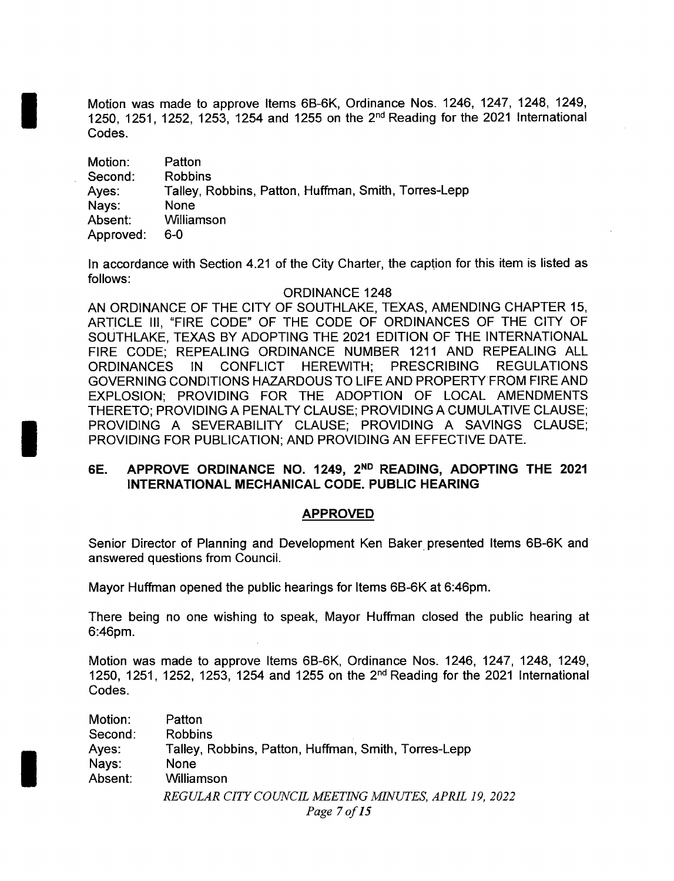Motion was made to approve Items 6B-6K, Ordinance Nos. 1246, 1247, 1248, 1249, 1250, 1251, 1252, 1253, 1254 and 1255 on the 2nd Reading for the 2021 International Codes.

| | |
|---|---|
| Motion: | Patton |
| Second: | Robbins |
| Ayes: | Talley, Robbins, Patton, Huffman, Smith, Torres-Lepp |
| Nays: | None |
| Absent: | Williamson |
| Approved: | 6-0 |

In accordance with Section 4.21 of the City Charter, the caption for this item is listed as follows:

ORDINANCE 1248

AN ORDINANCE OF THE CITY OF SOUTHLAKE, TEXAS, AMENDING CHAPTER 15, ARTICLE III, "FIRE CODE" OF THE CODE OF ORDINANCES OF THE CITY OF SOUTHLAKE, TEXAS BY ADOPTING THE 2021 EDITION OF THE INTERNATIONAL FIRE CODE; REPEALING ORDINANCE NUMBER 1211 AND REPEALING ALL ORDINANCES IN CONFLICT HEREWITH; PRESCRIBING REGULATIONS GOVERNING CONDITIONS HAZARDOUS TO LIFE AND PROPERTY FROM FIRE AND EXPLOSION; PROVIDING FOR THE ADOPTION OF LOCAL AMENDMENTS THERETO; PROVIDING A PENALTY CLAUSE; PROVIDING A CUMULATIVE CLAUSE; PROVIDING A SEVERABILITY CLAUSE; PROVIDING A SAVINGS CLAUSE; PROVIDING FOR PUBLICATION; AND PROVIDING AN EFFECTIVE DATE.

## 6E. APPROVE ORDINANCE NO. 1249, 2ND READING, ADOPTING THE 2021 INTERNATIONAL MECHANICAL CODE. PUBLIC HEARING

**APPROVED**

Senior Director of Planning and Development Ken Baker presented Items 6B-6K and answered questions from Council.

Mayor Huffman opened the public hearings for Items 6B-6K at 6:46pm.

There being no one wishing to speak, Mayor Huffman closed the public hearing at 6:46pm.

Motion was made to approve Items 6B-6K, Ordinance Nos. 1246, 1247, 1248, 1249, 1250, 1251, 1252, 1253, 1254 and 1255 on the 2nd Reading for the 2021 International Codes.

| | |
|---|---|
| Motion: | Patton |
| Second: | Robbins |
| Ayes: | Talley, Robbins, Patton, Huffman, Smith, Torres-Lepp |
| Nays: | None |
| Absent: | Williamson |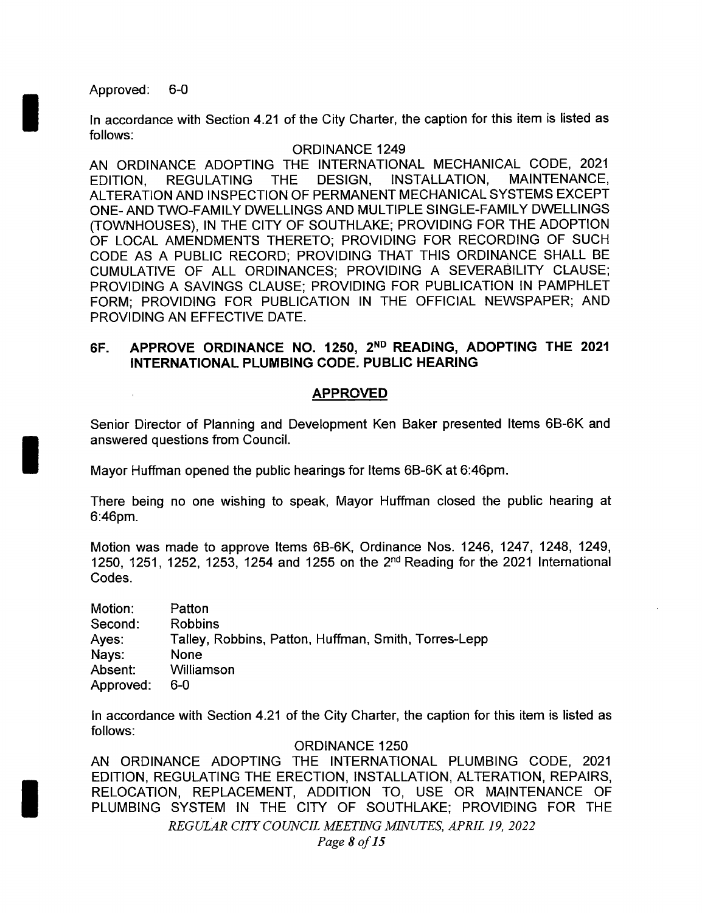Approved: 6-0

In accordance with Section 4.21 of the City Charter, the caption for this item is listed as follows:

ORDINANCE 1249

AN ORDINANCE ADOPTING THE INTERNATIONAL MECHANICAL CODE, 2021 EDITION, REGULATING THE DESIGN, INSTALLATION, MAINTENANCE, ALTERATION AND INSPECTION OF PERMANENT MECHANICAL SYSTEMS EXCEPT ONE- AND TWO-FAMILY DWELLINGS AND MULTIPLE SINGLE-FAMILY DWELLINGS (TOWNHOUSES), IN THE CITY OF SOUTHLAKE; PROVIDING FOR THE ADOPTION OF LOCAL AMENDMENTS THERETO; PROVIDING FOR RECORDING OF SUCH CODE AS A PUBLIC RECORD; PROVIDING THAT THIS ORDINANCE SHALL BE CUMULATIVE OF ALL ORDINANCES; PROVIDING A SEVERABILITY CLAUSE; PROVIDING A SAVINGS CLAUSE; PROVIDING FOR PUBLICATION IN PAMPHLET FORM; PROVIDING FOR PUBLICATION IN THE OFFICIAL NEWSPAPER; AND PROVIDING AN EFFECTIVE DATE.

### 6F. APPROVE ORDINANCE NO. 1250, 2ND READING, ADOPTING THE 2021 INTERNATIONAL PLUMBING CODE. PUBLIC HEARING

**APPROVED**

Senior Director of Planning and Development Ken Baker presented Items 6B-6K and answered questions from Council.

Mayor Huffman opened the public hearings for Items 6B-6K at 6:46pm.

There being no one wishing to speak, Mayor Huffman closed the public hearing at 6:46pm.

Motion was made to approve Items 6B-6K, Ordinance Nos. 1246, 1247, 1248, 1249, 1250, 1251, 1252, 1253, 1254 and 1255 on the 2nd Reading for the 2021 International Codes.

Motion: Patton
Second: Robbins
Ayes: Talley, Robbins, Patton, Huffman, Smith, Torres-Lepp
Nays: None
Absent: Williamson
Approved: 6-0

In accordance with Section 4.21 of the City Charter, the caption for this item is listed as follows:

ORDINANCE 1250

AN ORDINANCE ADOPTING THE INTERNATIONAL PLUMBING CODE, 2021 EDITION, REGULATING THE ERECTION, INSTALLATION, ALTERATION, REPAIRS, RELOCATION, REPLACEMENT, ADDITION TO, USE OR MAINTENANCE OF PLUMBING SYSTEM IN THE CITY OF SOUTHLAKE; PROVIDING FOR THE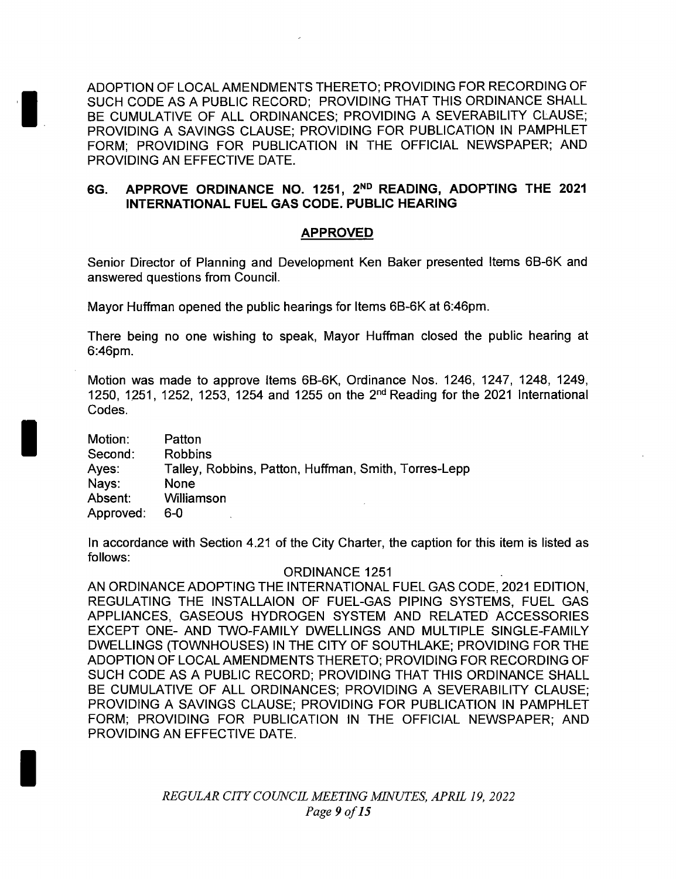ADOPTION OF LOCAL AMENDMENTS THERETO; PROVIDING FOR RECORDING OF SUCH CODE AS A PUBLIC RECORD; PROVIDING THAT THIS ORDINANCE SHALL BE CUMULATIVE OF ALL ORDINANCES; PROVIDING A SEVERABILITY CLAUSE; PROVIDING A SAVINGS CLAUSE; PROVIDING FOR PUBLICATION IN PAMPHLET FORM; PROVIDING FOR PUBLICATION IN THE OFFICIAL NEWSPAPER; AND PROVIDING AN EFFECTIVE DATE.

### 6G. APPROVE ORDINANCE NO. 1251, 2ND READING, ADOPTING THE 2021 INTERNATIONAL FUEL GAS CODE. PUBLIC HEARING

**APPROVED**

Senior Director of Planning and Development Ken Baker presented Items 6B-6K and answered questions from Council.

Mayor Huffman opened the public hearings for Items 6B-6K at 6:46pm.

There being no one wishing to speak, Mayor Huffman closed the public hearing at 6:46pm.

Motion was made to approve Items 6B-6K, Ordinance Nos. 1246, 1247, 1248, 1249, 1250, 1251, 1252, 1253, 1254 and 1255 on the 2nd Reading for the 2021 International Codes.

| | |
|---|---|
| Motion: | Patton |
| Second: | Robbins |
| Ayes: | Talley, Robbins, Patton, Huffman, Smith, Torres-Lepp |
| Nays: | None |
| Absent: | Williamson |
| Approved: | 6-0 |

In accordance with Section 4.21 of the City Charter, the caption for this item is listed as follows:

ORDINANCE 1251

AN ORDINANCE ADOPTING THE INTERNATIONAL FUEL GAS CODE, 2021 EDITION, REGULATING THE INSTALLAION OF FUEL-GAS PIPING SYSTEMS, FUEL GAS APPLIANCES, GASEOUS HYDROGEN SYSTEM AND RELATED ACCESSORIES EXCEPT ONE- AND TWO-FAMILY DWELLINGS AND MULTIPLE SINGLE-FAMILY DWELLINGS (TOWNHOUSES) IN THE CITY OF SOUTHLAKE; PROVIDING FOR THE ADOPTION OF LOCAL AMENDMENTS THERETO; PROVIDING FOR RECORDING OF SUCH CODE AS A PUBLIC RECORD; PROVIDING THAT THIS ORDINANCE SHALL BE CUMULATIVE OF ALL ORDINANCES; PROVIDING A SEVERABILITY CLAUSE; PROVIDING A SAVINGS CLAUSE; PROVIDING FOR PUBLICATION IN PAMPHLET FORM; PROVIDING FOR PUBLICATION IN THE OFFICIAL NEWSPAPER; AND PROVIDING AN EFFECTIVE DATE.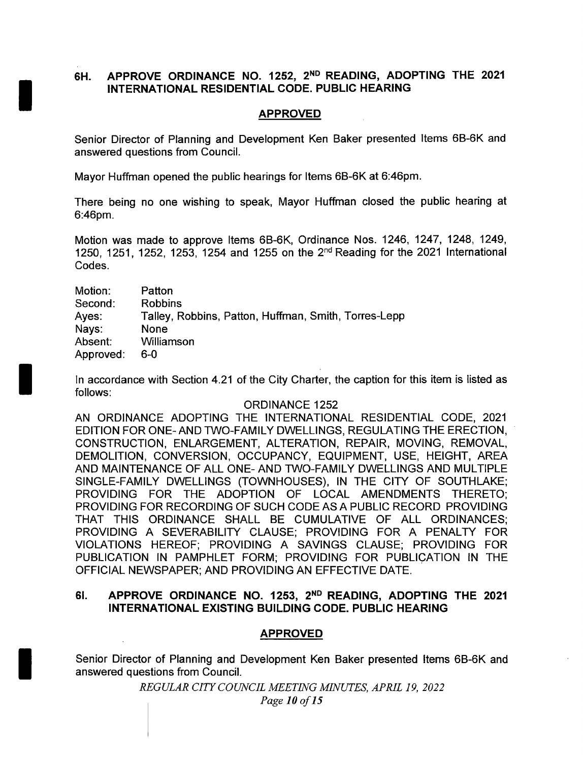## 6H. APPROVE ORDINANCE NO. 1252, 2ND READING, ADOPTING THE 2021 INTERNATIONAL RESIDENTIAL CODE. PUBLIC HEARING

**APPROVED**

Senior Director of Planning and Development Ken Baker presented Items 6B-6K and answered questions from Council.

Mayor Huffman opened the public hearings for Items 6B-6K at 6:46pm.

There being no one wishing to speak, Mayor Huffman closed the public hearing at 6:46pm.

Motion was made to approve Items 6B-6K, Ordinance Nos. 1246, 1247, 1248, 1249, 1250, 1251, 1252, 1253, 1254 and 1255 on the 2nd Reading for the 2021 International Codes.

Motion: Patton
Second: Robbins
Ayes: Talley, Robbins, Patton, Huffman, Smith, Torres-Lepp
Nays: None
Absent: Williamson
Approved: 6-0

In accordance with Section 4.21 of the City Charter, the caption for this item is listed as follows:

ORDINANCE 1252

AN ORDINANCE ADOPTING THE INTERNATIONAL RESIDENTIAL CODE, 2021 EDITION FOR ONE- AND TWO-FAMILY DWELLINGS, REGULATING THE ERECTION, CONSTRUCTION, ENLARGEMENT, ALTERATION, REPAIR, MOVING, REMOVAL, DEMOLITION, CONVERSION, OCCUPANCY, EQUIPMENT, USE, HEIGHT, AREA AND MAINTENANCE OF ALL ONE- AND TWO-FAMILY DWELLINGS AND MULTIPLE SINGLE-FAMILY DWELLINGS (TOWNHOUSES), IN THE CITY OF SOUTHLAKE; PROVIDING FOR THE ADOPTION OF LOCAL AMENDMENTS THERETO; PROVIDING FOR RECORDING OF SUCH CODE AS A PUBLIC RECORD PROVIDING THAT THIS ORDINANCE SHALL BE CUMULATIVE OF ALL ORDINANCES; PROVIDING A SEVERABILITY CLAUSE; PROVIDING FOR A PENALTY FOR VIOLATIONS HEREOF; PROVIDING A SAVINGS CLAUSE; PROVIDING FOR PUBLICATION IN PAMPHLET FORM; PROVIDING FOR PUBLICATION IN THE OFFICIAL NEWSPAPER; AND PROVIDING AN EFFECTIVE DATE.

## 6I. APPROVE ORDINANCE NO. 1253, 2ND READING, ADOPTING THE 2021 INTERNATIONAL EXISTING BUILDING CODE. PUBLIC HEARING

**APPROVED**

Senior Director of Planning and Development Ken Baker presented Items 6B-6K and answered questions from Council.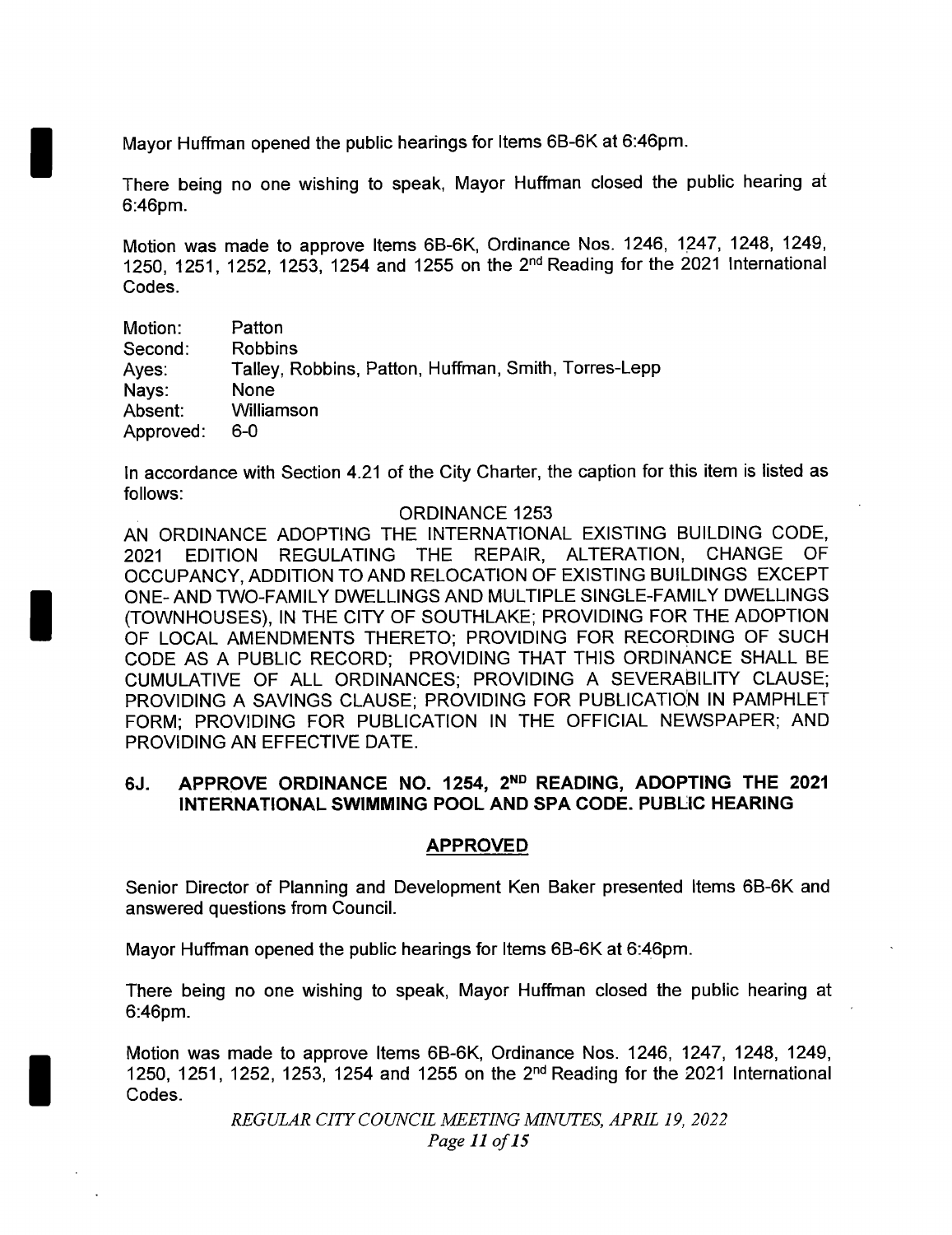Mayor Huffman opened the public hearings for Items 6B-6K at 6:46pm.

There being no one wishing to speak, Mayor Huffman closed the public hearing at 6:46pm.

Motion was made to approve Items 6B-6K, Ordinance Nos. 1246, 1247, 1248, 1249, 1250, 1251, 1252, 1253, 1254 and 1255 on the 2nd Reading for the 2021 International Codes.

| | |
|---|---|
| Motion: | Patton |
| Second: | Robbins |
| Ayes: | Talley, Robbins, Patton, Huffman, Smith, Torres-Lepp |
| Nays: | None |
| Absent: | Williamson |
| Approved: | 6-0 |

In accordance with Section 4.21 of the City Charter, the caption for this item is listed as follows:

ORDINANCE 1253

AN ORDINANCE ADOPTING THE INTERNATIONAL EXISTING BUILDING CODE, 2021 EDITION REGULATING THE REPAIR, ALTERATION, CHANGE OF OCCUPANCY, ADDITION TO AND RELOCATION OF EXISTING BUILDINGS EXCEPT ONE- AND TWO-FAMILY DWELLINGS AND MULTIPLE SINGLE-FAMILY DWELLINGS (TOWNHOUSES), IN THE CITY OF SOUTHLAKE; PROVIDING FOR THE ADOPTION OF LOCAL AMENDMENTS THERETO; PROVIDING FOR RECORDING OF SUCH CODE AS A PUBLIC RECORD; PROVIDING THAT THIS ORDINANCE SHALL BE CUMULATIVE OF ALL ORDINANCES; PROVIDING A SEVERABILITY CLAUSE; PROVIDING A SAVINGS CLAUSE; PROVIDING FOR PUBLICATION IN PAMPHLET FORM; PROVIDING FOR PUBLICATION IN THE OFFICIAL NEWSPAPER; AND PROVIDING AN EFFECTIVE DATE.

### 6J. APPROVE ORDINANCE NO. 1254, 2ND READING, ADOPTING THE 2021 INTERNATIONAL SWIMMING POOL AND SPA CODE. PUBLIC HEARING

**APPROVED**

Senior Director of Planning and Development Ken Baker presented Items 6B-6K and answered questions from Council.

Mayor Huffman opened the public hearings for Items 6B-6K at 6:46pm.

There being no one wishing to speak, Mayor Huffman closed the public hearing at 6:46pm.

Motion was made to approve Items 6B-6K, Ordinance Nos. 1246, 1247, 1248, 1249, 1250, 1251, 1252, 1253, 1254 and 1255 on the 2nd Reading for the 2021 International Codes.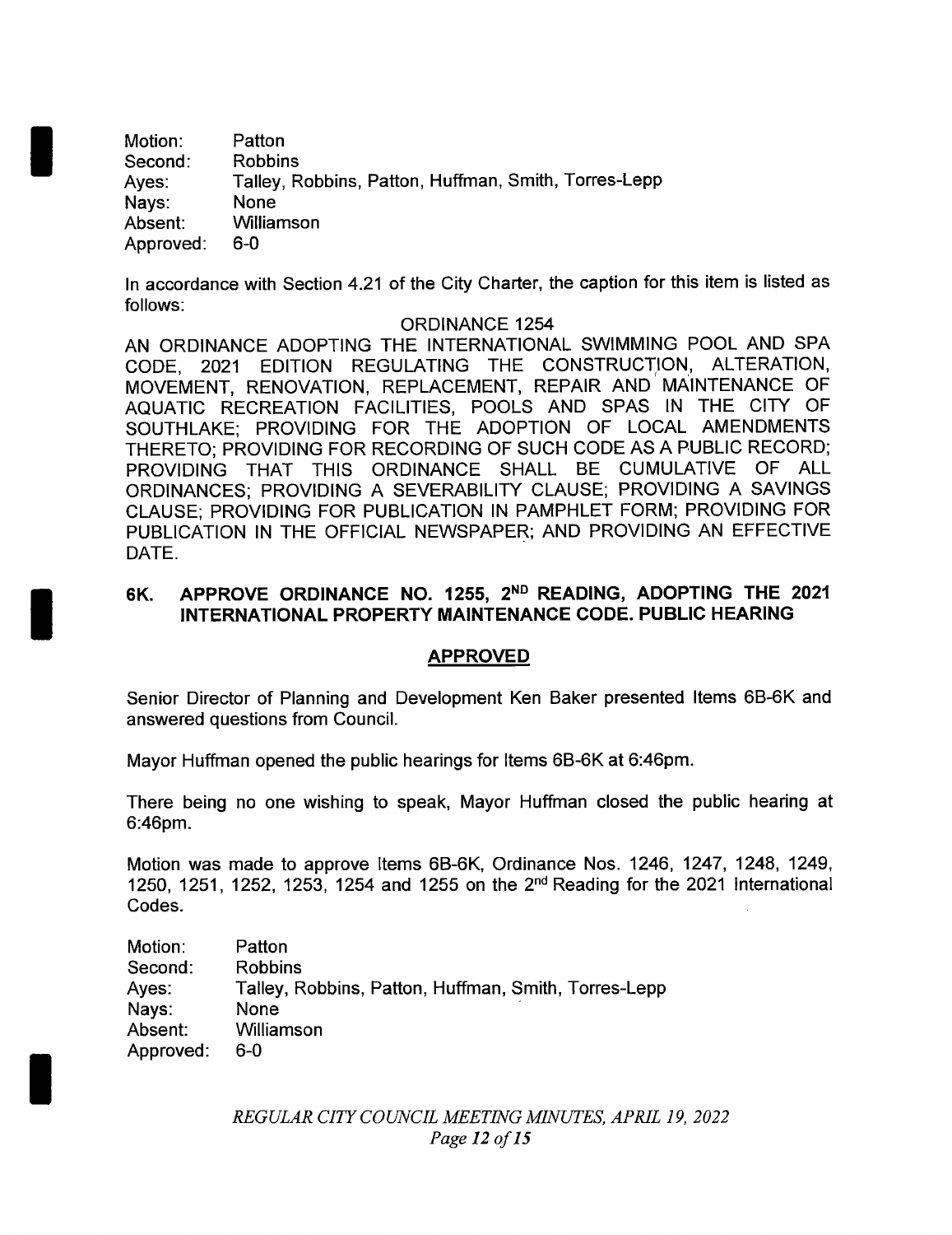Motion: Patton
Second: Robbins
Ayes: Talley, Robbins, Patton, Huffman, Smith, Torres-Lepp
Nays: None
Absent: Williamson
Approved: 6-0

In accordance with Section 4.21 of the City Charter, the caption for this item is listed as follows:

ORDINANCE 1254

AN ORDINANCE ADOPTING THE INTERNATIONAL SWIMMING POOL AND SPA CODE, 2021 EDITION REGULATING THE CONSTRUCTION, ALTERATION, MOVEMENT, RENOVATION, REPLACEMENT, REPAIR AND MAINTENANCE OF AQUATIC RECREATION FACILITIES, POOLS AND SPAS IN THE CITY OF SOUTHLAKE; PROVIDING FOR THE ADOPTION OF LOCAL AMENDMENTS THERETO; PROVIDING FOR RECORDING OF SUCH CODE AS A PUBLIC RECORD; PROVIDING THAT THIS ORDINANCE SHALL BE CUMULATIVE OF ALL ORDINANCES; PROVIDING A SEVERABILITY CLAUSE; PROVIDING A SAVINGS CLAUSE; PROVIDING FOR PUBLICATION IN PAMPHLET FORM; PROVIDING FOR PUBLICATION IN THE OFFICIAL NEWSPAPER; AND PROVIDING AN EFFECTIVE DATE.

## 6K. APPROVE ORDINANCE NO. 1255, 2ND READING, ADOPTING THE 2021 INTERNATIONAL PROPERTY MAINTENANCE CODE. PUBLIC HEARING

**APPROVED**

Senior Director of Planning and Development Ken Baker presented Items 6B-6K and answered questions from Council.

Mayor Huffman opened the public hearings for Items 6B-6K at 6:46pm.

There being no one wishing to speak, Mayor Huffman closed the public hearing at 6:46pm.

Motion was made to approve Items 6B-6K, Ordinance Nos. 1246, 1247, 1248, 1249, 1250, 1251, 1252, 1253, 1254 and 1255 on the 2nd Reading for the 2021 International Codes.

Motion: Patton
Second: Robbins
Ayes: Talley, Robbins, Patton, Huffman, Smith, Torres-Lepp
Nays: None
Absent: Williamson
Approved: 6-0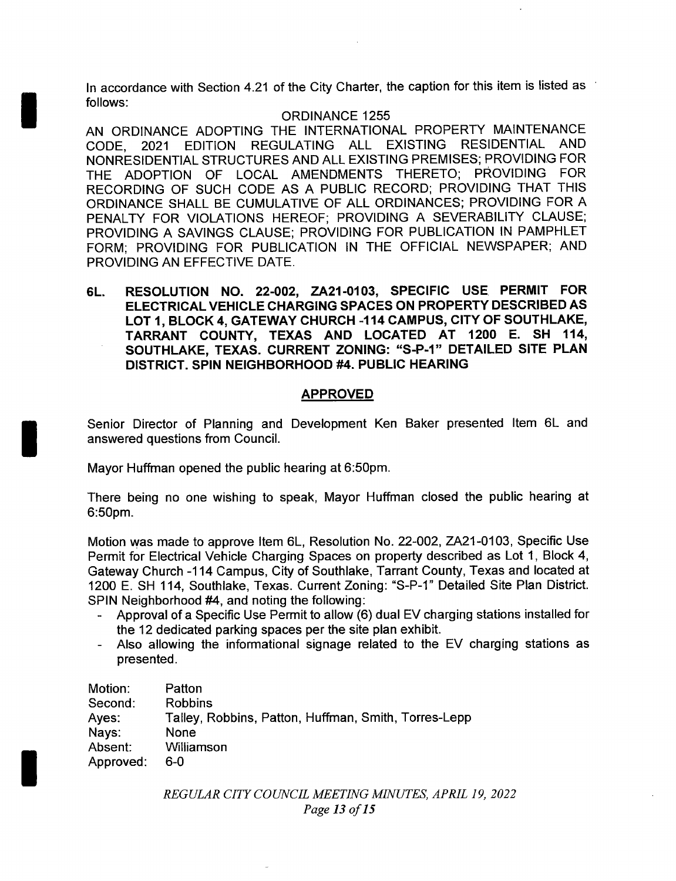In accordance with Section 4.21 of the City Charter, the caption for this item is listed as follows:

ORDINANCE 1255

AN ORDINANCE ADOPTING THE INTERNATIONAL PROPERTY MAINTENANCE CODE, 2021 EDITION REGULATING ALL EXISTING RESIDENTIAL AND NONRESIDENTIAL STRUCTURES AND ALL EXISTING PREMISES; PROVIDING FOR THE ADOPTION OF LOCAL AMENDMENTS THERETO; PROVIDING FOR RECORDING OF SUCH CODE AS A PUBLIC RECORD; PROVIDING THAT THIS ORDINANCE SHALL BE CUMULATIVE OF ALL ORDINANCES; PROVIDING FOR A PENALTY FOR VIOLATIONS HEREOF; PROVIDING A SEVERABILITY CLAUSE; PROVIDING A SAVINGS CLAUSE; PROVIDING FOR PUBLICATION IN PAMPHLET FORM; PROVIDING FOR PUBLICATION IN THE OFFICIAL NEWSPAPER; AND PROVIDING AN EFFECTIVE DATE.

**6L. RESOLUTION NO. 22-002, ZA21-0103, SPECIFIC USE PERMIT FOR ELECTRICAL VEHICLE CHARGING SPACES ON PROPERTY DESCRIBED AS LOT 1, BLOCK 4, GATEWAY CHURCH -114 CAMPUS, CITY OF SOUTHLAKE, TARRANT COUNTY, TEXAS AND LOCATED AT 1200 E. SH 114, SOUTHLAKE, TEXAS. CURRENT ZONING: "S-P-1" DETAILED SITE PLAN DISTRICT. SPIN NEIGHBORHOOD #4. PUBLIC HEARING**

**APPROVED**

Senior Director of Planning and Development Ken Baker presented Item 6L and answered questions from Council.

Mayor Huffman opened the public hearing at 6:50pm.

There being no one wishing to speak, Mayor Huffman closed the public hearing at 6:50pm.

Motion was made to approve Item 6L, Resolution No. 22-002, ZA21-0103, Specific Use Permit for Electrical Vehicle Charging Spaces on property described as Lot 1, Block 4, Gateway Church -114 Campus, City of Southlake, Tarrant County, Texas and located at 1200 E. SH 114, Southlake, Texas. Current Zoning: "S-P-1" Detailed Site Plan District. SPIN Neighborhood #4, and noting the following:

- Approval of a Specific Use Permit to allow (6) dual EV charging stations installed for the 12 dedicated parking spaces per the site plan exhibit.
- Also allowing the informational signage related to the EV charging stations as presented.

Motion: Patton
Second: Robbins
Ayes: Talley, Robbins, Patton, Huffman, Smith, Torres-Lepp
Nays: None
Absent: Williamson
Approved: 6-0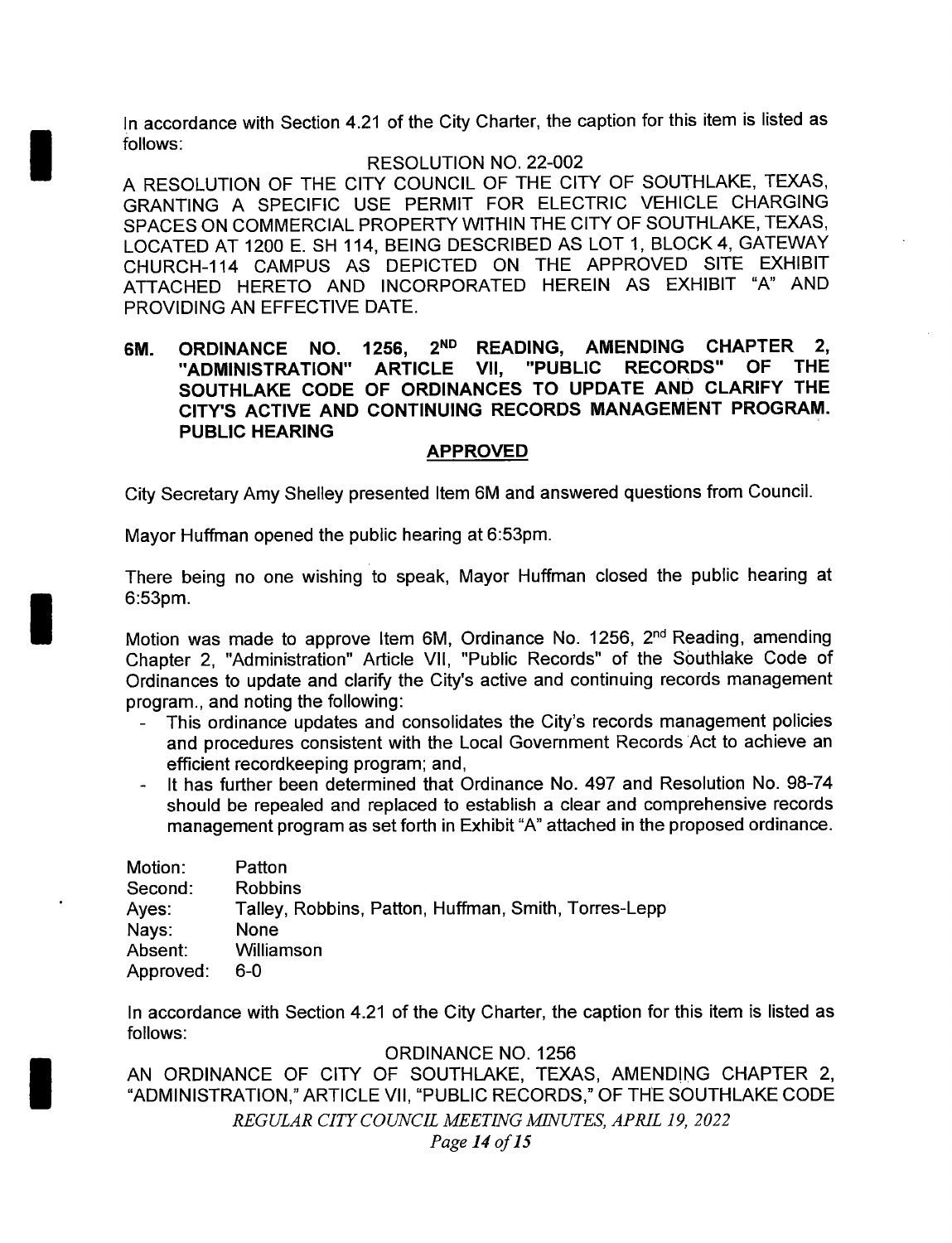In accordance with Section 4.21 of the City Charter, the caption for this item is listed as follows:

RESOLUTION NO. 22-002

A RESOLUTION OF THE CITY COUNCIL OF THE CITY OF SOUTHLAKE, TEXAS, GRANTING A SPECIFIC USE PERMIT FOR ELECTRIC VEHICLE CHARGING SPACES ON COMMERCIAL PROPERTY WITHIN THE CITY OF SOUTHLAKE, TEXAS, LOCATED AT 1200 E. SH 114, BEING DESCRIBED AS LOT 1, BLOCK 4, GATEWAY CHURCH-114 CAMPUS AS DEPICTED ON THE APPROVED SITE EXHIBIT ATTACHED HERETO AND INCORPORATED HEREIN AS EXHIBIT "A" AND PROVIDING AN EFFECTIVE DATE.

**6M. ORDINANCE NO. 1256, 2ND READING, AMENDING CHAPTER 2, "ADMINISTRATION" ARTICLE VII, "PUBLIC RECORDS" OF THE SOUTHLAKE CODE OF ORDINANCES TO UPDATE AND CLARIFY THE CITY'S ACTIVE AND CONTINUING RECORDS MANAGEMENT PROGRAM. PUBLIC HEARING**

**APPROVED**

City Secretary Amy Shelley presented Item 6M and answered questions from Council.

Mayor Huffman opened the public hearing at 6:53pm.

There being no one wishing to speak, Mayor Huffman closed the public hearing at 6:53pm.

Motion was made to approve Item 6M, Ordinance No. 1256, 2nd Reading, amending Chapter 2, "Administration" Article VII, "Public Records" of the Southlake Code of Ordinances to update and clarify the City's active and continuing records management program., and noting the following:

- This ordinance updates and consolidates the City's records management policies and procedures consistent with the Local Government Records Act to achieve an efficient recordkeeping program; and,
- It has further been determined that Ordinance No. 497 and Resolution No. 98-74 should be repealed and replaced to establish a clear and comprehensive records management program as set forth in Exhibit "A" attached in the proposed ordinance.

Motion: Patton
Second: Robbins
Ayes: Talley, Robbins, Patton, Huffman, Smith, Torres-Lepp
Nays: None
Absent: Williamson
Approved: 6-0

In accordance with Section 4.21 of the City Charter, the caption for this item is listed as follows:

ORDINANCE NO. 1256

AN ORDINANCE OF CITY OF SOUTHLAKE, TEXAS, AMENDING CHAPTER 2, "ADMINISTRATION," ARTICLE VII, "PUBLIC RECORDS," OF THE SOUTHLAKE CODE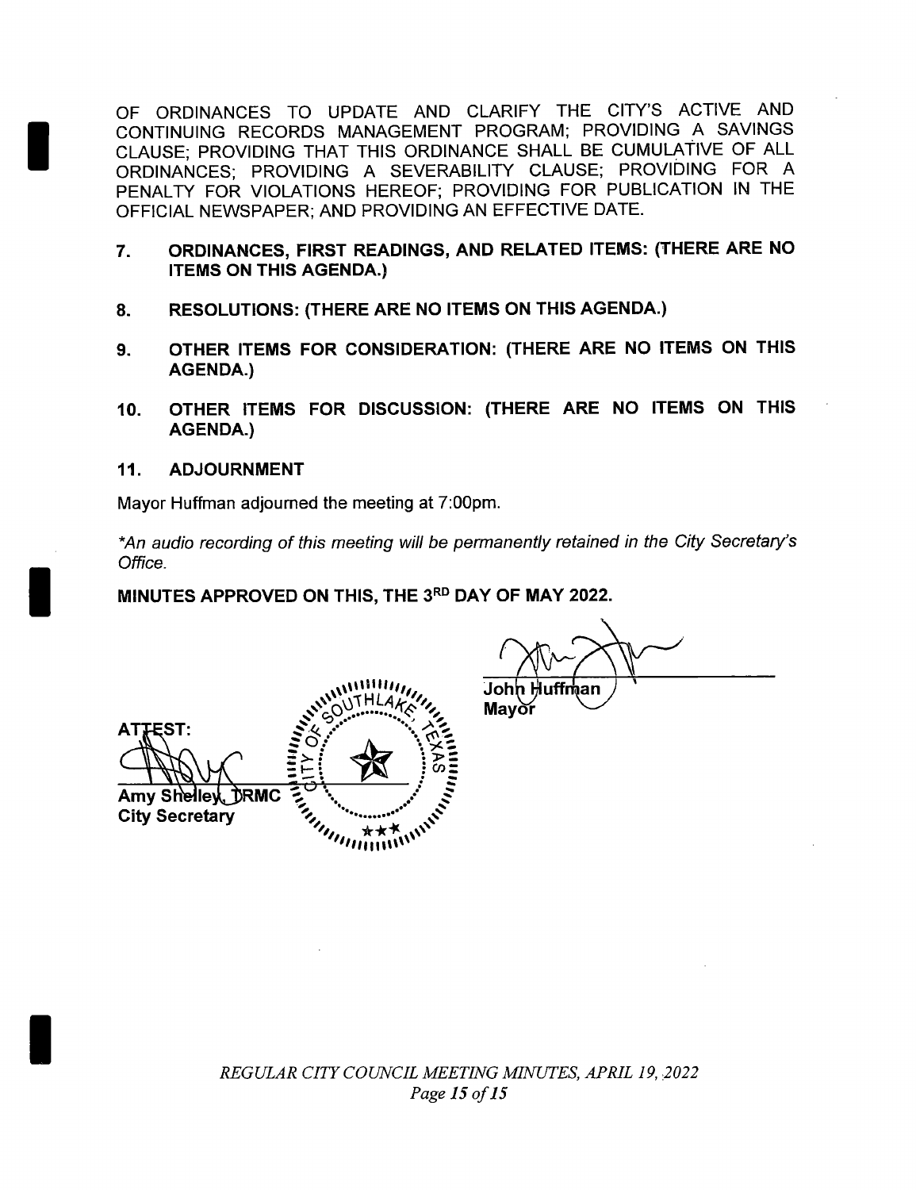OF ORDINANCES TO UPDATE AND CLARIFY THE CITY'S ACTIVE AND CONTINUING RECORDS MANAGEMENT PROGRAM; PROVIDING A SAVINGS CLAUSE; PROVIDING THAT THIS ORDINANCE SHALL BE CUMULATIVE OF ALL ORDINANCES; PROVIDING A SEVERABILITY CLAUSE; PROVIDING FOR A PENALTY FOR VIOLATIONS HEREOF; PROVIDING FOR PUBLICATION IN THE OFFICIAL NEWSPAPER; AND PROVIDING AN EFFECTIVE DATE.

**7. ORDINANCES, FIRST READINGS, AND RELATED ITEMS: (THERE ARE NO ITEMS ON THIS AGENDA.)**

**8. RESOLUTIONS: (THERE ARE NO ITEMS ON THIS AGENDA.)**

**9. OTHER ITEMS FOR CONSIDERATION: (THERE ARE NO ITEMS ON THIS AGENDA.)**

**10. OTHER ITEMS FOR DISCUSSION: (THERE ARE NO ITEMS ON THIS AGENDA.)**

**11. ADJOURNMENT**

Mayor Huffman adjourned the meeting at 7:00pm.

*\*An audio recording of this meeting will be permanently retained in the City Secretary's Office.*

**MINUTES APPROVED ON THIS, THE 3RD DAY OF MAY 2022.**

**John Huffman**
**Mayor**

**ATTEST:**

**Amy Shelley, TRMC**
**City Secretary**

CITY OF SOUTHLAKE TEXAS